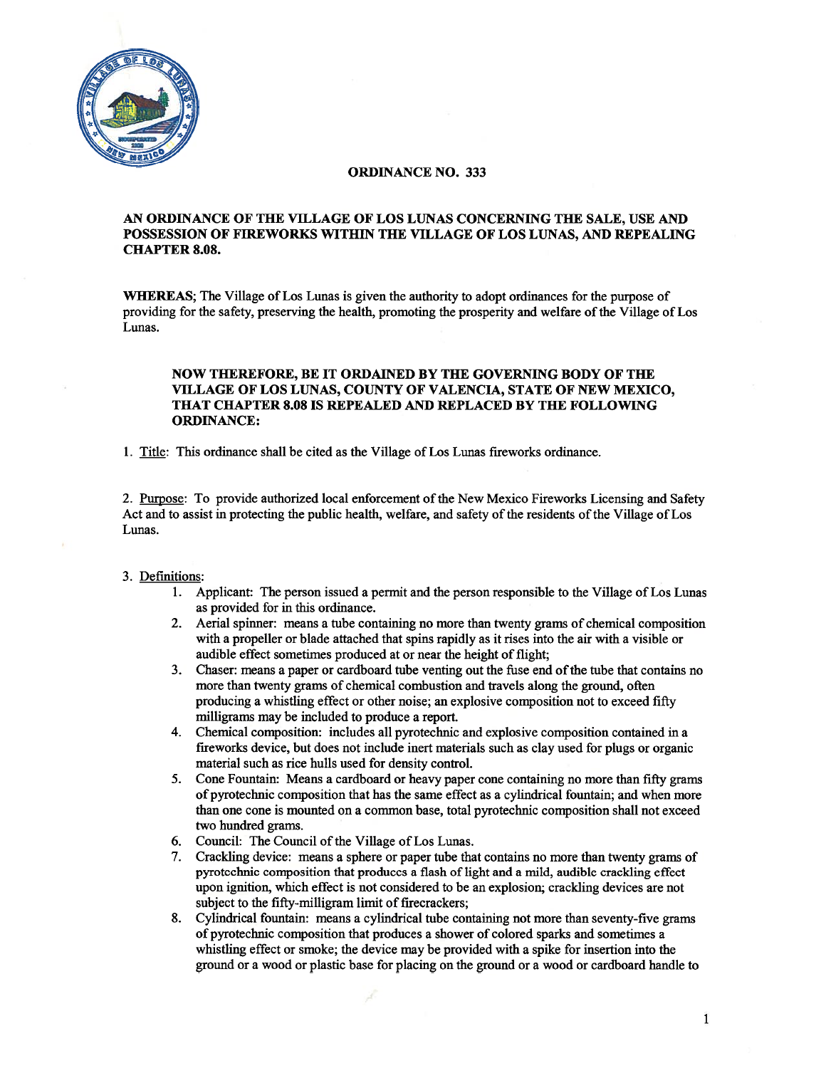# ORDINANCE NO. 333

**AN ORDINANCE OF THE VILLAGE OF LOS LUNAS CONCERNING THE SALE, USE AND POSSESSION OF FIREWORKS WITHIN THE VILLAGE OF LOS LUNAS, AND REPEALING CHAPTER 8.08.**

**WHEREAS**; The Village of Los Lunas is given the authority to adopt ordinances for the purpose of providing for the safety, preserving the health, promoting the prosperity and welfare of the Village of Los Lunas.

**NOW THEREFORE, BE IT ORDAINED BY THE GOVERNING BODY OF THE VILLAGE OF LOS LUNAS, COUNTY OF VALENCIA, STATE OF NEW MEXICO, THAT CHAPTER 8.08 IS REPEALED AND REPLACED BY THE FOLLOWING ORDINANCE:**

1. Title: This ordinance shall be cited as the Village of Los Lunas fireworks ordinance.

2. Purpose: To provide authorized local enforcement of the New Mexico Fireworks Licensing and Safety Act and to assist in protecting the public health, welfare, and safety of the residents of the Village of Los Lunas.

3. Definitions:
   1. Applicant: The person issued a permit and the person responsible to the Village of Los Lunas as provided for in this ordinance.
   2. Aerial spinner: means a tube containing no more than twenty grams of chemical composition with a propeller or blade attached that spins rapidly as it rises into the air with a visible or audible effect sometimes produced at or near the height of flight;
   3. Chaser: means a paper or cardboard tube venting out the fuse end of the tube that contains no more than twenty grams of chemical combustion and travels along the ground, often producing a whistling effect or other noise; an explosive composition not to exceed fifty milligrams may be included to produce a report.
   4. Chemical composition: includes all pyrotechnic and explosive composition contained in a fireworks device, but does not include inert materials such as clay used for plugs or organic material such as rice hulls used for density control.
   5. Cone Fountain: Means a cardboard or heavy paper cone containing no more than fifty grams of pyrotechnic composition that has the same effect as a cylindrical fountain; and when more than one cone is mounted on a common base, total pyrotechnic composition shall not exceed two hundred grams.
   6. Council: The Council of the Village of Los Lunas.
   7. Crackling device: means a sphere or paper tube that contains no more than twenty grams of pyrotechnic composition that produces a flash of light and a mild, audible crackling effect upon ignition, which effect is not considered to be an explosion; crackling devices are not subject to the fifty-milligram limit of firecrackers;
   8. Cylindrical fountain: means a cylindrical tube containing not more than seventy-five grams of pyrotechnic composition that produces a shower of colored sparks and sometimes a whistling effect or smoke; the device may be provided with a spike for insertion into the ground or a wood or plastic base for placing on the ground or a wood or cardboard handle to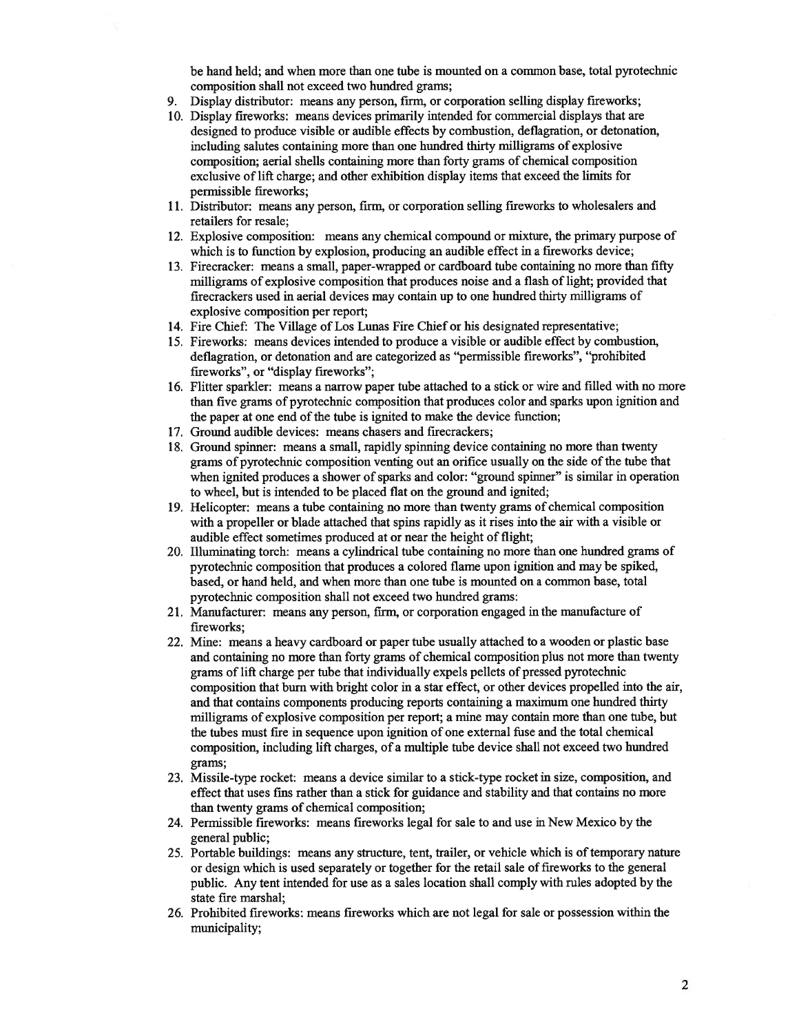be hand held; and when more than one tube is mounted on a common base, total pyrotechnic composition shall not exceed two hundred grams;

9. Display distributor: means any person, firm, or corporation selling display fireworks;
10. Display fireworks: means devices primarily intended for commercial displays that are designed to produce visible or audible effects by combustion, deflagration, or detonation, including salutes containing more than one hundred thirty milligrams of explosive composition; aerial shells containing more than forty grams of chemical composition exclusive of lift charge; and other exhibition display items that exceed the limits for permissible fireworks;
11. Distributor: means any person, firm, or corporation selling fireworks to wholesalers and retailers for resale;
12. Explosive composition: means any chemical compound or mixture, the primary purpose of which is to function by explosion, producing an audible effect in a fireworks device;
13. Firecracker: means a small, paper-wrapped or cardboard tube containing no more than fifty milligrams of explosive composition that produces noise and a flash of light; provided that firecrackers used in aerial devices may contain up to one hundred thirty milligrams of explosive composition per report;
14. Fire Chief: The Village of Los Lunas Fire Chief or his designated representative;
15. Fireworks: means devices intended to produce a visible or audible effect by combustion, deflagration, or detonation and are categorized as "permissible fireworks", "prohibited fireworks", or "display fireworks";
16. Flitter sparkler: means a narrow paper tube attached to a stick or wire and filled with no more than five grams of pyrotechnic composition that produces color and sparks upon ignition and the paper at one end of the tube is ignited to make the device function;
17. Ground audible devices: means chasers and firecrackers;
18. Ground spinner: means a small, rapidly spinning device containing no more than twenty grams of pyrotechnic composition venting out an orifice usually on the side of the tube that when ignited produces a shower of sparks and color: "ground spinner" is similar in operation to wheel, but is intended to be placed flat on the ground and ignited;
19. Helicopter: means a tube containing no more than twenty grams of chemical composition with a propeller or blade attached that spins rapidly as it rises into the air with a visible or audible effect sometimes produced at or near the height of flight;
20. Illuminating torch: means a cylindrical tube containing no more than one hundred grams of pyrotechnic composition that produces a colored flame upon ignition and may be spiked, based, or hand held, and when more than one tube is mounted on a common base, total pyrotechnic composition shall not exceed two hundred grams:
21. Manufacturer: means any person, firm, or corporation engaged in the manufacture of fireworks;
22. Mine: means a heavy cardboard or paper tube usually attached to a wooden or plastic base and containing no more than forty grams of chemical composition plus not more than twenty grams of lift charge per tube that individually expels pellets of pressed pyrotechnic composition that burn with bright color in a star effect, or other devices propelled into the air, and that contains components producing reports containing a maximum one hundred thirty milligrams of explosive composition per report; a mine may contain more than one tube, but the tubes must fire in sequence upon ignition of one external fuse and the total chemical composition, including lift charges, of a multiple tube device shall not exceed two hundred grams;
23. Missile-type rocket: means a device similar to a stick-type rocket in size, composition, and effect that uses fins rather than a stick for guidance and stability and that contains no more than twenty grams of chemical composition;
24. Permissible fireworks: means fireworks legal for sale to and use in New Mexico by the general public;
25. Portable buildings: means any structure, tent, trailer, or vehicle which is of temporary nature or design which is used separately or together for the retail sale of fireworks to the general public. Any tent intended for use as a sales location shall comply with rules adopted by the state fire marshal;
26. Prohibited fireworks: means fireworks which are not legal for sale or possession within the municipality;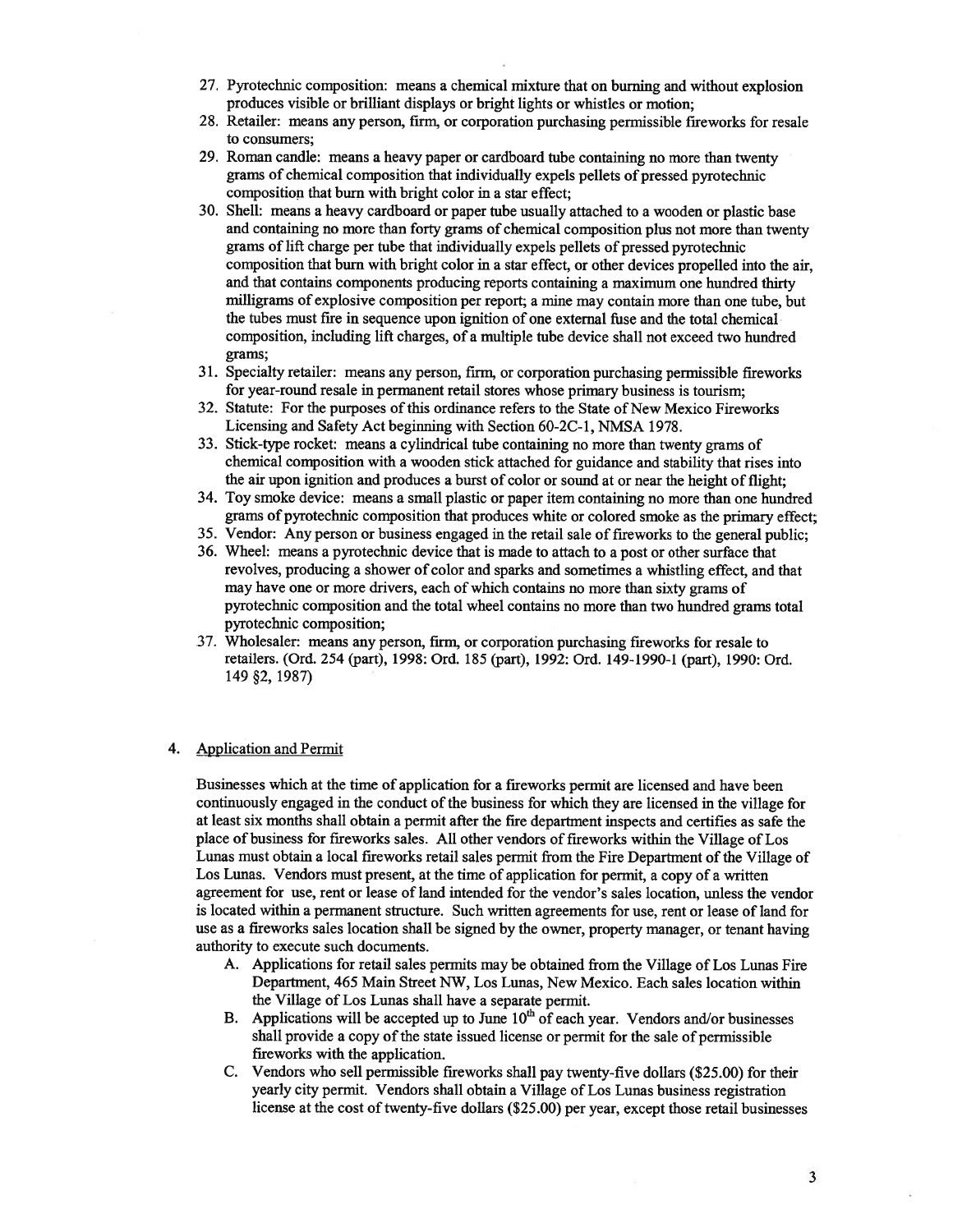27. Pyrotechnic composition: means a chemical mixture that on burning and without explosion produces visible or brilliant displays or bright lights or whistles or motion;
28. Retailer: means any person, firm, or corporation purchasing permissible fireworks for resale to consumers;
29. Roman candle: means a heavy paper or cardboard tube containing no more than twenty grams of chemical composition that individually expels pellets of pressed pyrotechnic composition that burn with bright color in a star effect;
30. Shell: means a heavy cardboard or paper tube usually attached to a wooden or plastic base and containing no more than forty grams of chemical composition plus not more than twenty grams of lift charge per tube that individually expels pellets of pressed pyrotechnic composition that burn with bright color in a star effect, or other devices propelled into the air, and that contains components producing reports containing a maximum one hundred thirty milligrams of explosive composition per report; a mine may contain more than one tube, but the tubes must fire in sequence upon ignition of one external fuse and the total chemical composition, including lift charges, of a multiple tube device shall not exceed two hundred grams;
31. Specialty retailer: means any person, firm, or corporation purchasing permissible fireworks for year-round resale in permanent retail stores whose primary business is tourism;
32. Statute: For the purposes of this ordinance refers to the State of New Mexico Fireworks Licensing and Safety Act beginning with Section 60-2C-1, NMSA 1978.
33. Stick-type rocket: means a cylindrical tube containing no more than twenty grams of chemical composition with a wooden stick attached for guidance and stability that rises into the air upon ignition and produces a burst of color or sound at or near the height of flight;
34. Toy smoke device: means a small plastic or paper item containing no more than one hundred grams of pyrotechnic composition that produces white or colored smoke as the primary effect;
35. Vendor: Any person or business engaged in the retail sale of fireworks to the general public;
36. Wheel: means a pyrotechnic device that is made to attach to a post or other surface that revolves, producing a shower of color and sparks and sometimes a whistling effect, and that may have one or more drivers, each of which contains no more than sixty grams of pyrotechnic composition and the total wheel contains no more than two hundred grams total pyrotechnic composition;
37. Wholesaler: means any person, firm, or corporation purchasing fireworks for resale to retailers. (Ord. 254 (part), 1998: Ord. 185 (part), 1992: Ord. 149-1990-1 (part), 1990: Ord. 149 §2, 1987)

## 4. Application and Permit

Businesses which at the time of application for a fireworks permit are licensed and have been continuously engaged in the conduct of the business for which they are licensed in the village for at least six months shall obtain a permit after the fire department inspects and certifies as safe the place of business for fireworks sales. All other vendors of fireworks within the Village of Los Lunas must obtain a local fireworks retail sales permit from the Fire Department of the Village of Los Lunas. Vendors must present, at the time of application for permit, a copy of a written agreement for use, rent or lease of land intended for the vendor's sales location, unless the vendor is located within a permanent structure. Such written agreements for use, rent or lease of land for use as a fireworks sales location shall be signed by the owner, property manager, or tenant having authority to execute such documents.

A. Applications for retail sales permits may be obtained from the Village of Los Lunas Fire Department, 465 Main Street NW, Los Lunas, New Mexico. Each sales location within the Village of Los Lunas shall have a separate permit.
B. Applications will be accepted up to June 10th of each year. Vendors and/or businesses shall provide a copy of the state issued license or permit for the sale of permissible fireworks with the application.
C. Vendors who sell permissible fireworks shall pay twenty-five dollars ($25.00) for their yearly city permit. Vendors shall obtain a Village of Los Lunas business registration license at the cost of twenty-five dollars ($25.00) per year, except those retail businesses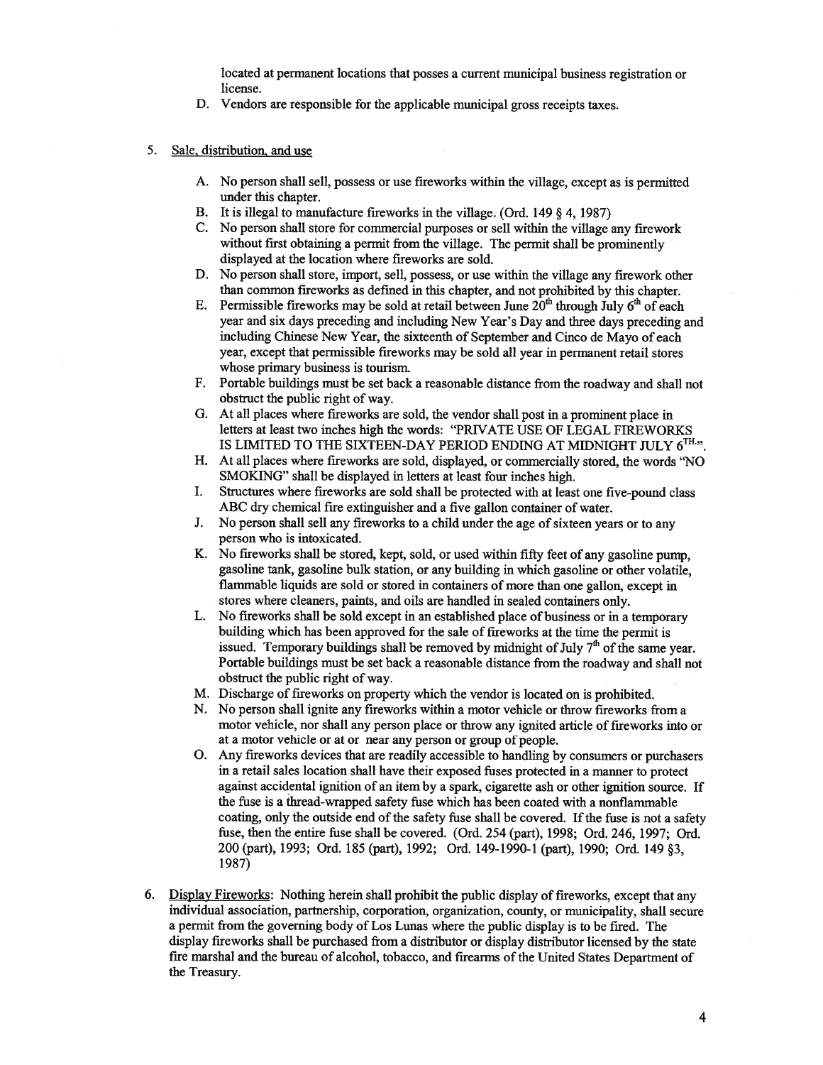located at permanent locations that posses a current municipal business registration or license.

D. Vendors are responsible for the applicable municipal gross receipts taxes.

5. <u>Sale, distribution, and use</u>

   A. No person shall sell, possess or use fireworks within the village, except as is permitted under this chapter.
   B. It is illegal to manufacture fireworks in the village. (Ord. 149 § 4, 1987)
   C. No person shall store for commercial purposes or sell within the village any firework without first obtaining a permit from the village. The permit shall be prominently displayed at the location where fireworks are sold.
   D. No person shall store, import, sell, possess, or use within the village any firework other than common fireworks as defined in this chapter, and not prohibited by this chapter.
   E. Permissible fireworks may be sold at retail between June 20th through July 6th of each year and six days preceding and including New Year's Day and three days preceding and including Chinese New Year, the sixteenth of September and Cinco de Mayo of each year, except that permissible fireworks may be sold all year in permanent retail stores whose primary business is tourism.
   F. Portable buildings must be set back a reasonable distance from the roadway and shall not obstruct the public right of way.
   G. At all places where fireworks are sold, the vendor shall post in a prominent place in letters at least two inches high the words: "PRIVATE USE OF LEGAL FIREWORKS IS LIMITED TO THE SIXTEEN-DAY PERIOD ENDING AT MIDNIGHT JULY 6TH.".
   H. At all places where fireworks are sold, displayed, or commercially stored, the words "NO SMOKING" shall be displayed in letters at least four inches high.
   I. Structures where fireworks are sold shall be protected with at least one five-pound class ABC dry chemical fire extinguisher and a five gallon container of water.
   J. No person shall sell any fireworks to a child under the age of sixteen years or to any person who is intoxicated.
   K. No fireworks shall be stored, kept, sold, or used within fifty feet of any gasoline pump, gasoline tank, gasoline bulk station, or any building in which gasoline or other volatile, flammable liquids are sold or stored in containers of more than one gallon, except in stores where cleaners, paints, and oils are handled in sealed containers only.
   L. No fireworks shall be sold except in an established place of business or in a temporary building which has been approved for the sale of fireworks at the time the permit is issued. Temporary buildings shall be removed by midnight of July 7th of the same year. Portable buildings must be set back a reasonable distance from the roadway and shall not obstruct the public right of way.
   M. Discharge of fireworks on property which the vendor is located on is prohibited.
   N. No person shall ignite any fireworks within a motor vehicle or throw fireworks from a motor vehicle, nor shall any person place or throw any ignited article of fireworks into or at a motor vehicle or at or near any person or group of people.
   O. Any fireworks devices that are readily accessible to handling by consumers or purchasers in a retail sales location shall have their exposed fuses protected in a manner to protect against accidental ignition of an item by a spark, cigarette ash or other ignition source. If the fuse is a thread-wrapped safety fuse which has been coated with a nonflammable coating, only the outside end of the safety fuse shall be covered. If the fuse is not a safety fuse, then the entire fuse shall be covered. (Ord. 254 (part), 1998; Ord. 246, 1997; Ord. 200 (part), 1993; Ord. 185 (part), 1992; Ord. 149-1990-1 (part), 1990; Ord. 149 §3, 1987)

6. <u>Display Fireworks</u>: Nothing herein shall prohibit the public display of fireworks, except that any individual association, partnership, corporation, organization, county, or municipality, shall secure a permit from the governing body of Los Lunas where the public display is to be fired. The display fireworks shall be purchased from a distributor or display distributor licensed by the state fire marshal and the bureau of alcohol, tobacco, and firearms of the United States Department of the Treasury.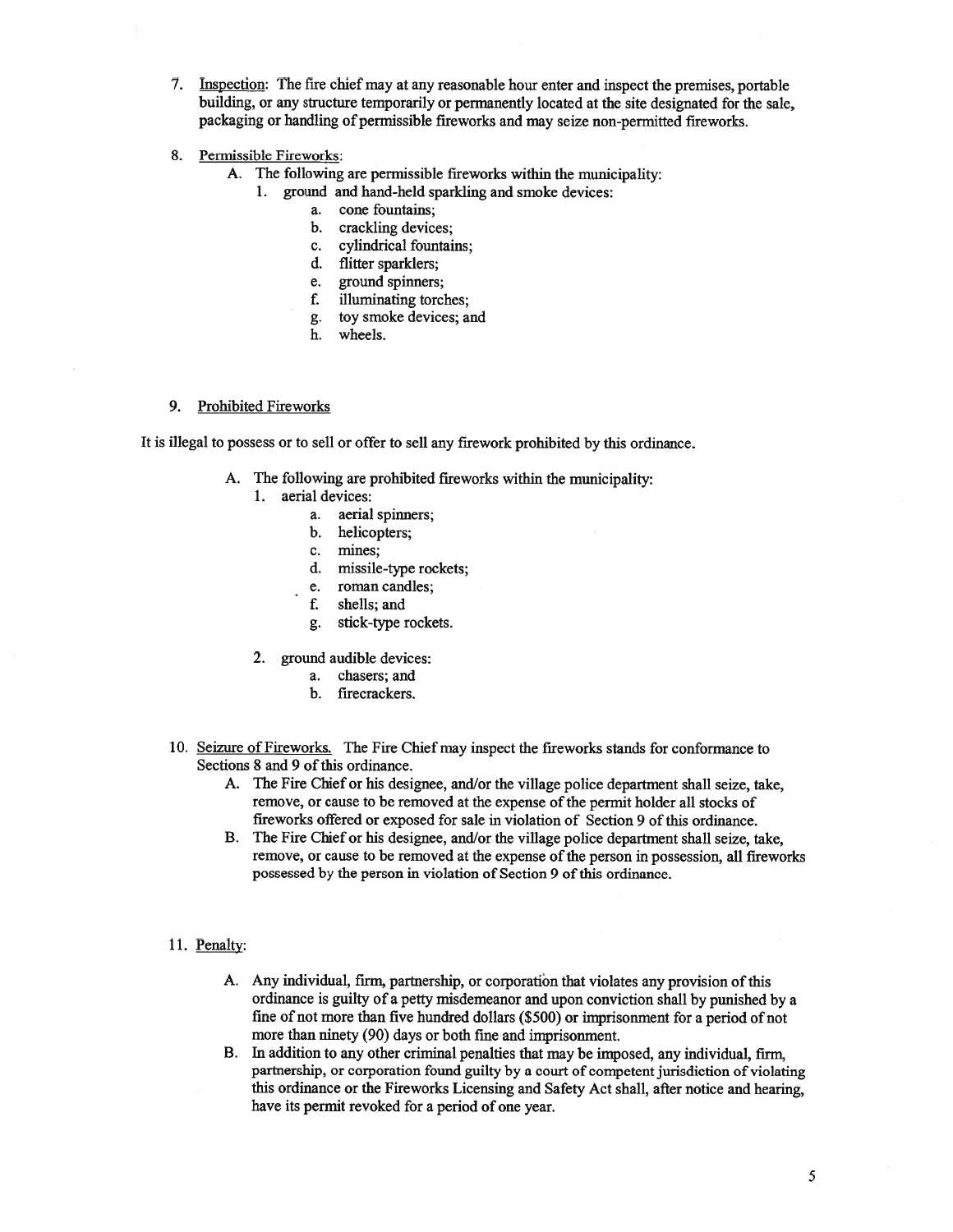7. <u>Inspection</u>: The fire chief may at any reasonable hour enter and inspect the premises, portable building, or any structure temporarily or permanently located at the site designated for the sale, packaging or handling of permissible fireworks and may seize non-permitted fireworks.

8. <u>Permissible Fireworks</u>:
   A. The following are permissible fireworks within the municipality:
      1. ground and hand-held sparkling and smoke devices:
         a. cone fountains;
         b. crackling devices;
         c. cylindrical fountains;
         d. flitter sparklers;
         e. ground spinners;
         f. illuminating torches;
         g. toy smoke devices; and
         h. wheels.

9. <u>Prohibited Fireworks</u>

It is illegal to possess or to sell or offer to sell any firework prohibited by this ordinance.

   A. The following are prohibited fireworks within the municipality:
      1. aerial devices:
         a. aerial spinners;
         b. helicopters;
         c. mines;
         d. missile-type rockets;
         e. roman candles;
         f. shells; and
         g. stick-type rockets.

      2. ground audible devices:
         a. chasers; and
         b. firecrackers.

10. <u>Seizure of Fireworks.</u> The Fire Chief may inspect the fireworks stands for conformance to Sections 8 and 9 of this ordinance.
    A. The Fire Chief or his designee, and/or the village police department shall seize, take, remove, or cause to be removed at the expense of the permit holder all stocks of fireworks offered or exposed for sale in violation of Section 9 of this ordinance.
    B. The Fire Chief or his designee, and/or the village police department shall seize, take, remove, or cause to be removed at the expense of the person in possession, all fireworks possessed by the person in violation of Section 9 of this ordinance.

11. <u>Penalty</u>:

    A. Any individual, firm, partnership, or corporation that violates any provision of this ordinance is guilty of a petty misdemeanor and upon conviction shall by punished by a fine of not more than five hundred dollars ($500) or imprisonment for a period of not more than ninety (90) days or both fine and imprisonment.
    B. In addition to any other criminal penalties that may be imposed, any individual, firm, partnership, or corporation found guilty by a court of competent jurisdiction of violating this ordinance or the Fireworks Licensing and Safety Act shall, after notice and hearing, have its permit revoked for a period of one year.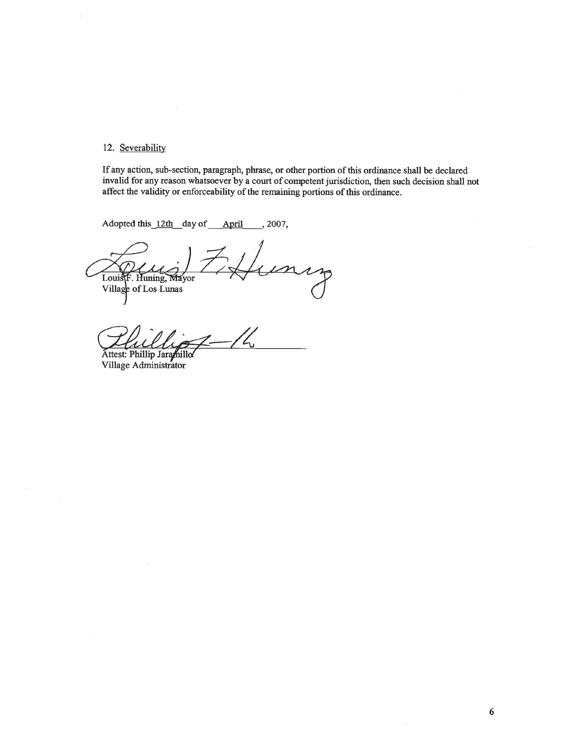12. Severability

If any action, sub-section, paragraph, phrase, or other portion of this ordinance shall be declared invalid for any reason whatsoever by a court of competent jurisdiction, then such decision shall not affect the validity or enforceability of the remaining portions of this ordinance.

Adopted this 12th day of April, 2007,

Louis F. Huning, Mayor
Village of Los Lunas

Attest: Phillip Jaramillo
Village Administrator